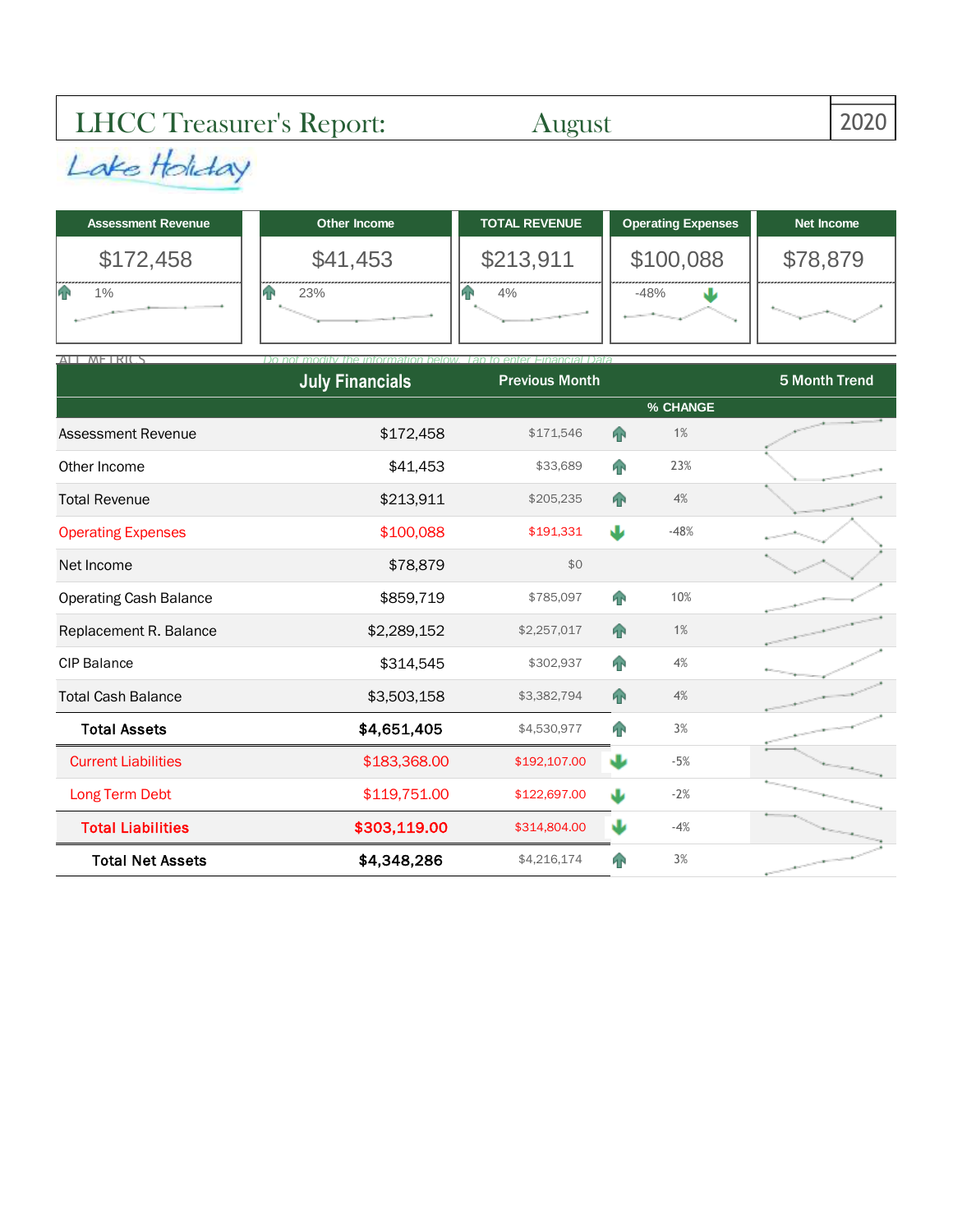# LHCC Treasurer's Report: August 2020

Lake Holiday

| Assessment Revenue | Other Income | TOTAL REVENUE | Operating Expenses | Net Income |
|---|---|---|---|---|
| $172,458 | $41,453 | $213,911 | $100,088 | $78,879 |
| 1% | 23% | 4% | -48% | |

ALL METRICS — *Do not modify the information below. Tap to enter Financial Data*

| | July Financials | Previous Month | | % CHANGE | 5 Month Trend |
|---|---|---|---|---|---|
| Assessment Revenue | $172,458 | $171,546 | ↑ | 1% | |
| Other Income | $41,453 | $33,689 | ↑ | 23% | |
| Total Revenue | $213,911 | $205,235 | ↑ | 4% | |
| Operating Expenses | $100,088 | $191,331 | ↓ | -48% | |
| Net Income | $78,879 | $0 | | | |
| Operating Cash Balance | $859,719 | $785,097 | ↑ | 10% | |
| Replacement R. Balance | $2,289,152 | $2,257,017 | ↑ | 1% | |
| CIP Balance | $314,545 | $302,937 | ↑ | 4% | |
| Total Cash Balance | $3,503,158 | $3,382,794 | ↑ | 4% | |
| **Total Assets** | **$4,651,405** | $4,530,977 | ↑ | 3% | |
| Current Liabilities | $183,368.00 | $192,107.00 | ↓ | -5% | |
| Long Term Debt | $119,751.00 | $122,697.00 | ↓ | -2% | |
| **Total Liabilities** | **$303,119.00** | $314,804.00 | ↓ | -4% | |
| **Total Net Assets** | **$4,348,286** | $4,216,174 | ↑ | 3% | |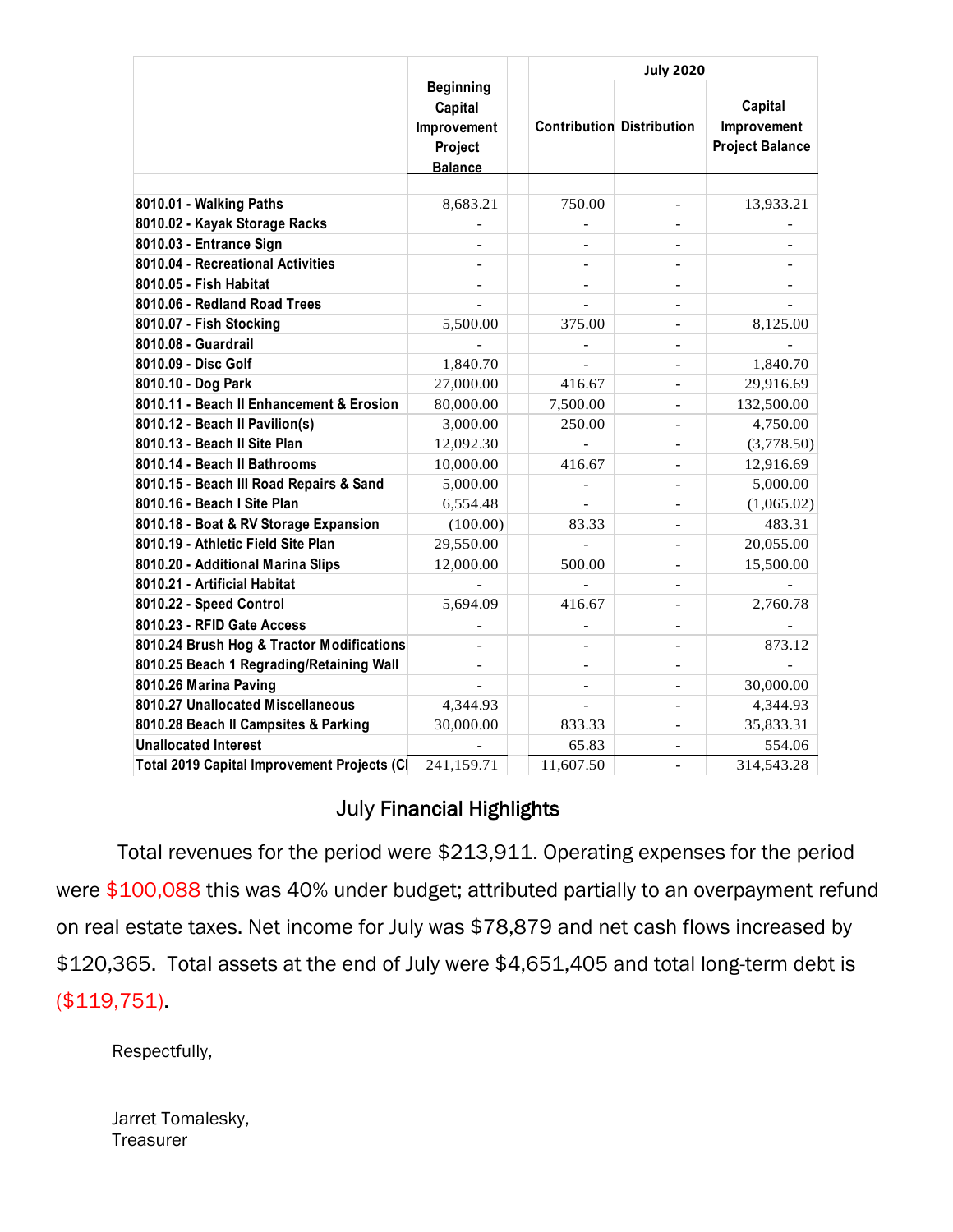| | Beginning Capital Improvement Project Balance | | July 2020 | | |
|---|---|---|---|---|---|
| | | | Contribution | Distribution | Capital Improvement Project Balance |
| 8010.01 - Walking Paths | 8,683.21 | | 750.00 | - | 13,933.21 |
| 8010.02 - Kayak Storage Racks | - | | - | - | - |
| 8010.03 - Entrance Sign | - | | - | - | - |
| 8010.04 - Recreational Activities | - | | - | - | - |
| 8010.05 - Fish Habitat | - | | - | - | - |
| 8010.06 - Redland Road Trees | - | | - | - | - |
| 8010.07 - Fish Stocking | 5,500.00 | | 375.00 | - | 8,125.00 |
| 8010.08 - Guardrail | - | | - | - | - |
| 8010.09 - Disc Golf | 1,840.70 | | - | - | 1,840.70 |
| 8010.10 - Dog Park | 27,000.00 | | 416.67 | - | 29,916.69 |
| 8010.11 - Beach II Enhancement & Erosion | 80,000.00 | | 7,500.00 | - | 132,500.00 |
| 8010.12 - Beach II Pavilion(s) | 3,000.00 | | 250.00 | - | 4,750.00 |
| 8010.13 - Beach II Site Plan | 12,092.30 | | - | - | (3,778.50) |
| 8010.14 - Beach II Bathrooms | 10,000.00 | | 416.67 | - | 12,916.69 |
| 8010.15 - Beach III Road Repairs & Sand | 5,000.00 | | - | - | 5,000.00 |
| 8010.16 - Beach I Site Plan | 6,554.48 | | - | - | (1,065.02) |
| 8010.18 - Boat & RV Storage Expansion | (100.00) | | 83.33 | - | 483.31 |
| 8010.19 - Athletic Field Site Plan | 29,550.00 | | - | - | 20,055.00 |
| 8010.20 - Additional Marina Slips | 12,000.00 | | 500.00 | - | 15,500.00 |
| 8010.21 - Artificial Habitat | - | | - | - | - |
| 8010.22 - Speed Control | 5,694.09 | | 416.67 | - | 2,760.78 |
| 8010.23 - RFID Gate Access | - | | - | - | - |
| 8010.24 Brush Hog & Tractor Modifications | - | | - | - | 873.12 |
| 8010.25 Beach 1 Regrading/Retaining Wall | - | | - | - | - |
| 8010.26 Marina Paving | - | | - | - | 30,000.00 |
| 8010.27 Unallocated Miscellaneous | 4,344.93 | | - | - | 4,344.93 |
| 8010.28 Beach II Campsites & Parking | 30,000.00 | | 833.33 | - | 35,833.31 |
| Unallocated Interest | - | | 65.83 | - | 554.06 |
| Total 2019 Capital Improvement Projects (CI | 241,159.71 | | 11,607.50 | - | 314,543.28 |

## July Financial Highlights

Total revenues for the period were $213,911. Operating expenses for the period were $100,088 this was 40% under budget; attributed partially to an overpayment refund on real estate taxes. Net income for July was $78,879 and net cash flows increased by $120,365. Total assets at the end of July were $4,651,405 and total long-term debt is ($119,751).

Respectfully,

Jarret Tomalesky,
Treasurer